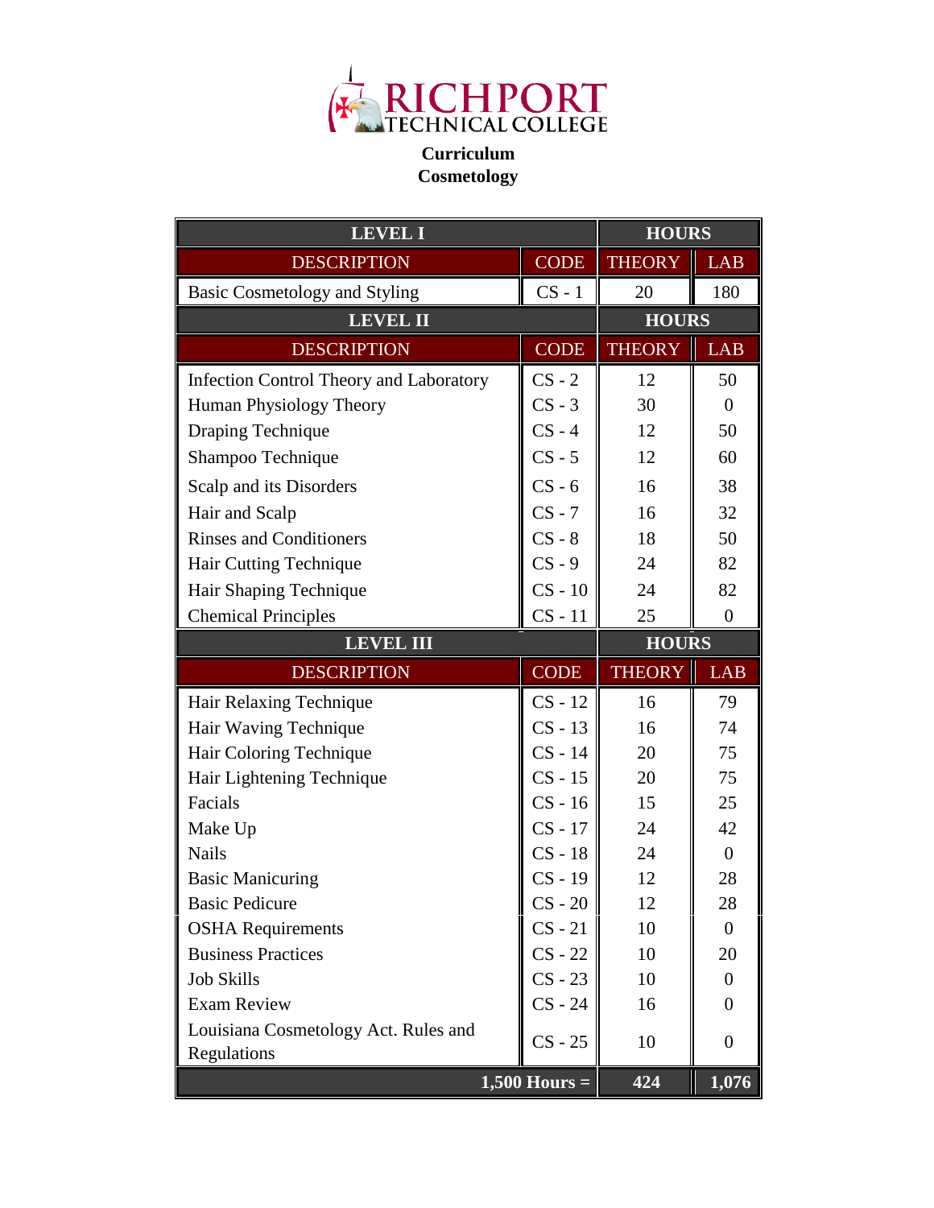# RICHPORT TECHNICAL COLLEGE

**Curriculum**
**Cosmetology**

| LEVEL I | | HOURS | |
|---|---|---|---|
| DESCRIPTION | CODE | THEORY | LAB |
| Basic Cosmetology and Styling | CS - 1 | 20 | 180 |
| **LEVEL II** | | **HOURS** | |
| DESCRIPTION | CODE | THEORY | LAB |
| Infection Control Theory and Laboratory | CS - 2 | 12 | 50 |
| Human Physiology Theory | CS - 3 | 30 | 0 |
| Draping Technique | CS - 4 | 12 | 50 |
| Shampoo Technique | CS - 5 | 12 | 60 |
| Scalp and its Disorders | CS - 6 | 16 | 38 |
| Hair and Scalp | CS - 7 | 16 | 32 |
| Rinses and Conditioners | CS - 8 | 18 | 50 |
| Hair Cutting Technique | CS - 9 | 24 | 82 |
| Hair Shaping Technique | CS - 10 | 24 | 82 |
| Chemical Principles | CS - 11 | 25 | 0 |
| **LEVEL III** | | **HOURS** | |
| DESCRIPTION | CODE | THEORY | LAB |
| Hair Relaxing Technique | CS - 12 | 16 | 79 |
| Hair Waving Technique | CS - 13 | 16 | 74 |
| Hair Coloring Technique | CS - 14 | 20 | 75 |
| Hair Lightening Technique | CS - 15 | 20 | 75 |
| Facials | CS - 16 | 15 | 25 |
| Make Up | CS - 17 | 24 | 42 |
| Nails | CS - 18 | 24 | 0 |
| Basic Manicuring | CS - 19 | 12 | 28 |
| Basic Pedicure | CS - 20 | 12 | 28 |
| OSHA Requirements | CS - 21 | 10 | 0 |
| Business Practices | CS - 22 | 10 | 20 |
| Job Skills | CS - 23 | 10 | 0 |
| Exam Review | CS - 24 | 16 | 0 |
| Louisiana Cosmetology Act. Rules and Regulations | CS - 25 | 10 | 0 |
| | **1,500 Hours =** | **424** | **1,076** |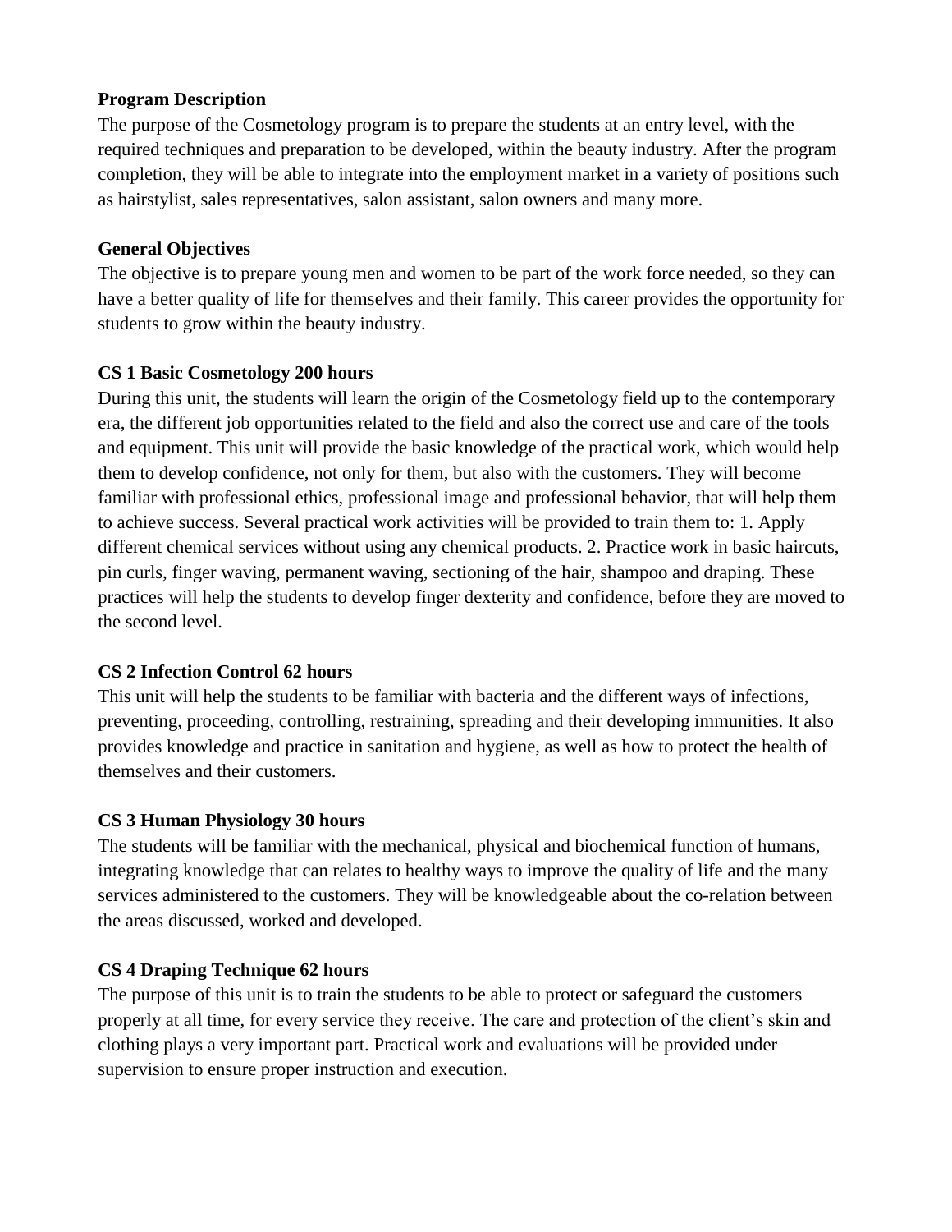**Program Description**

The purpose of the Cosmetology program is to prepare the students at an entry level, with the required techniques and preparation to be developed, within the beauty industry. After the program completion, they will be able to integrate into the employment market in a variety of positions such as hairstylist, sales representatives, salon assistant, salon owners and many more.

**General Objectives**

The objective is to prepare young men and women to be part of the work force needed, so they can have a better quality of life for themselves and their family. This career provides the opportunity for students to grow within the beauty industry.

**CS 1 Basic Cosmetology 200 hours**

During this unit, the students will learn the origin of the Cosmetology field up to the contemporary era, the different job opportunities related to the field and also the correct use and care of the tools and equipment. This unit will provide the basic knowledge of the practical work, which would help them to develop confidence, not only for them, but also with the customers. They will become familiar with professional ethics, professional image and professional behavior, that will help them to achieve success. Several practical work activities will be provided to train them to: 1. Apply different chemical services without using any chemical products. 2. Practice work in basic haircuts, pin curls, finger waving, permanent waving, sectioning of the hair, shampoo and draping. These practices will help the students to develop finger dexterity and confidence, before they are moved to the second level.

**CS 2 Infection Control 62 hours**

This unit will help the students to be familiar with bacteria and the different ways of infections, preventing, proceeding, controlling, restraining, spreading and their developing immunities. It also provides knowledge and practice in sanitation and hygiene, as well as how to protect the health of themselves and their customers.

**CS 3 Human Physiology 30 hours**

The students will be familiar with the mechanical, physical and biochemical function of humans, integrating knowledge that can relates to healthy ways to improve the quality of life and the many services administered to the customers. They will be knowledgeable about the co-relation between the areas discussed, worked and developed.

**CS 4 Draping Technique 62 hours**

The purpose of this unit is to train the students to be able to protect or safeguard the customers properly at all time, for every service they receive. The care and protection of the client's skin and clothing plays a very important part. Practical work and evaluations will be provided under supervision to ensure proper instruction and execution.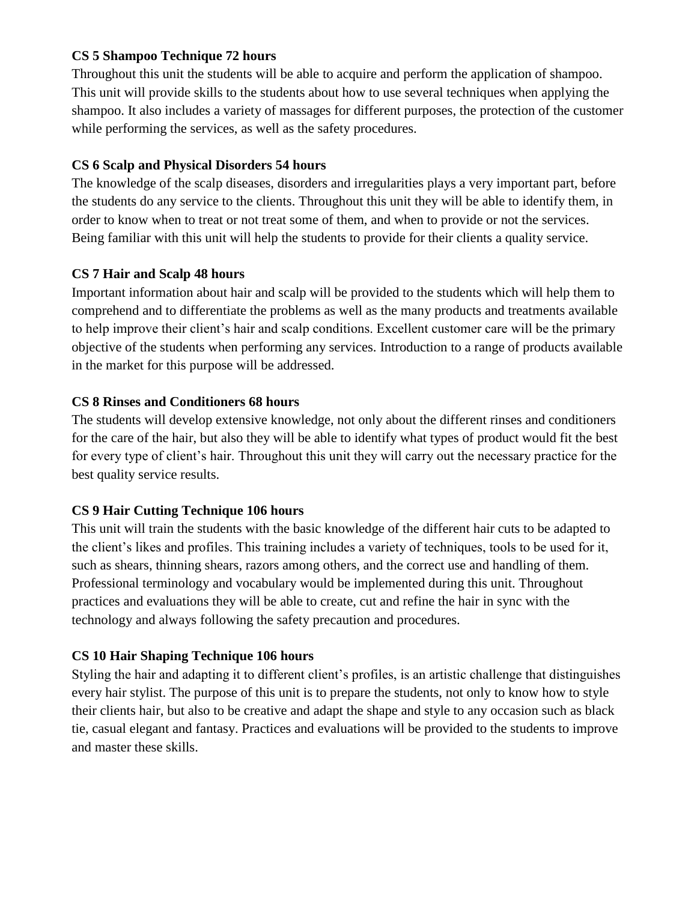**CS 5 Shampoo Technique 72 hours**

Throughout this unit the students will be able to acquire and perform the application of shampoo. This unit will provide skills to the students about how to use several techniques when applying the shampoo. It also includes a variety of massages for different purposes, the protection of the customer while performing the services, as well as the safety procedures.

**CS 6 Scalp and Physical Disorders 54 hours**

The knowledge of the scalp diseases, disorders and irregularities plays a very important part, before the students do any service to the clients. Throughout this unit they will be able to identify them, in order to know when to treat or not treat some of them, and when to provide or not the services. Being familiar with this unit will help the students to provide for their clients a quality service.

**CS 7 Hair and Scalp 48 hours**

Important information about hair and scalp will be provided to the students which will help them to comprehend and to differentiate the problems as well as the many products and treatments available to help improve their client's hair and scalp conditions. Excellent customer care will be the primary objective of the students when performing any services. Introduction to a range of products available in the market for this purpose will be addressed.

**CS 8 Rinses and Conditioners 68 hours**

The students will develop extensive knowledge, not only about the different rinses and conditioners for the care of the hair, but also they will be able to identify what types of product would fit the best for every type of client's hair. Throughout this unit they will carry out the necessary practice for the best quality service results.

**CS 9 Hair Cutting Technique 106 hours**

This unit will train the students with the basic knowledge of the different hair cuts to be adapted to the client's likes and profiles. This training includes a variety of techniques, tools to be used for it, such as shears, thinning shears, razors among others, and the correct use and handling of them. Professional terminology and vocabulary would be implemented during this unit. Throughout practices and evaluations they will be able to create, cut and refine the hair in sync with the technology and always following the safety precaution and procedures.

**CS 10 Hair Shaping Technique 106 hours**

Styling the hair and adapting it to different client's profiles, is an artistic challenge that distinguishes every hair stylist. The purpose of this unit is to prepare the students, not only to know how to style their clients hair, but also to be creative and adapt the shape and style to any occasion such as black tie, casual elegant and fantasy. Practices and evaluations will be provided to the students to improve and master these skills.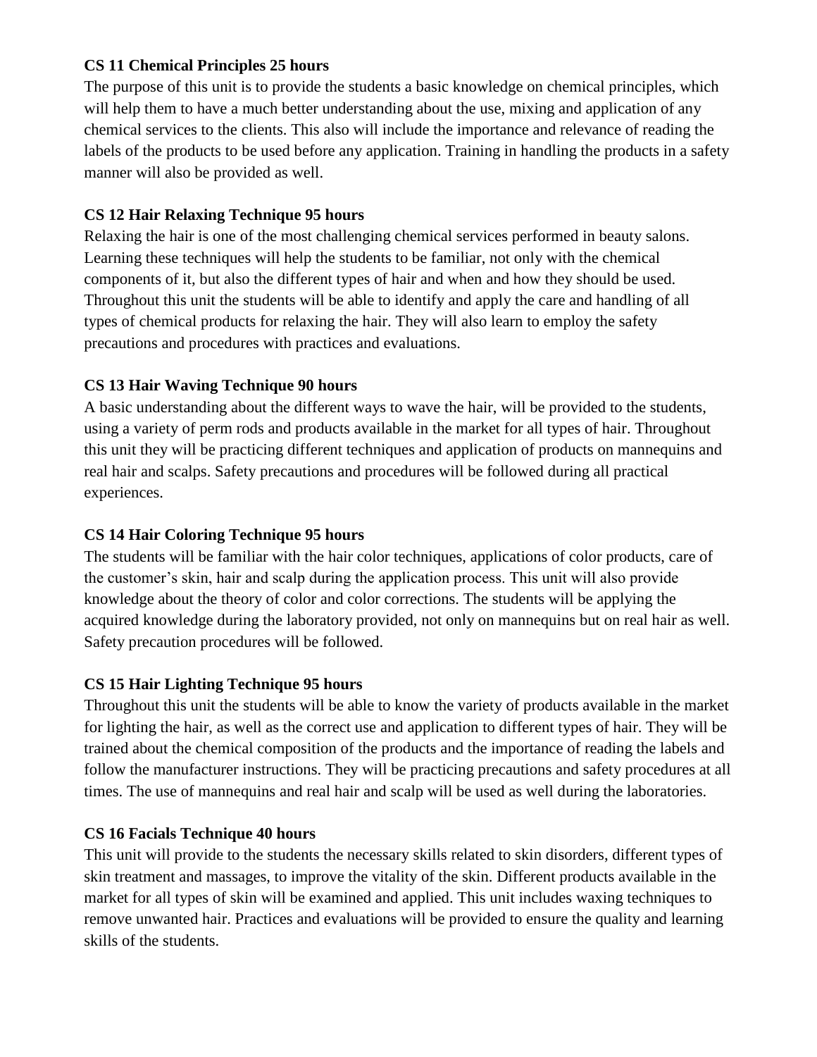**CS 11 Chemical Principles 25 hours**

The purpose of this unit is to provide the students a basic knowledge on chemical principles, which will help them to have a much better understanding about the use, mixing and application of any chemical services to the clients. This also will include the importance and relevance of reading the labels of the products to be used before any application. Training in handling the products in a safety manner will also be provided as well.

**CS 12 Hair Relaxing Technique 95 hours**

Relaxing the hair is one of the most challenging chemical services performed in beauty salons. Learning these techniques will help the students to be familiar, not only with the chemical components of it, but also the different types of hair and when and how they should be used. Throughout this unit the students will be able to identify and apply the care and handling of all types of chemical products for relaxing the hair. They will also learn to employ the safety precautions and procedures with practices and evaluations.

**CS 13 Hair Waving Technique 90 hours**

A basic understanding about the different ways to wave the hair, will be provided to the students, using a variety of perm rods and products available in the market for all types of hair. Throughout this unit they will be practicing different techniques and application of products on mannequins and real hair and scalps. Safety precautions and procedures will be followed during all practical experiences.

**CS 14 Hair Coloring Technique 95 hours**

The students will be familiar with the hair color techniques, applications of color products, care of the customer's skin, hair and scalp during the application process. This unit will also provide knowledge about the theory of color and color corrections. The students will be applying the acquired knowledge during the laboratory provided, not only on mannequins but on real hair as well. Safety precaution procedures will be followed.

**CS 15 Hair Lighting Technique 95 hours**

Throughout this unit the students will be able to know the variety of products available in the market for lighting the hair, as well as the correct use and application to different types of hair. They will be trained about the chemical composition of the products and the importance of reading the labels and follow the manufacturer instructions. They will be practicing precautions and safety procedures at all times. The use of mannequins and real hair and scalp will be used as well during the laboratories.

**CS 16 Facials Technique 40 hours**

This unit will provide to the students the necessary skills related to skin disorders, different types of skin treatment and massages, to improve the vitality of the skin. Different products available in the market for all types of skin will be examined and applied. This unit includes waxing techniques to remove unwanted hair. Practices and evaluations will be provided to ensure the quality and learning skills of the students.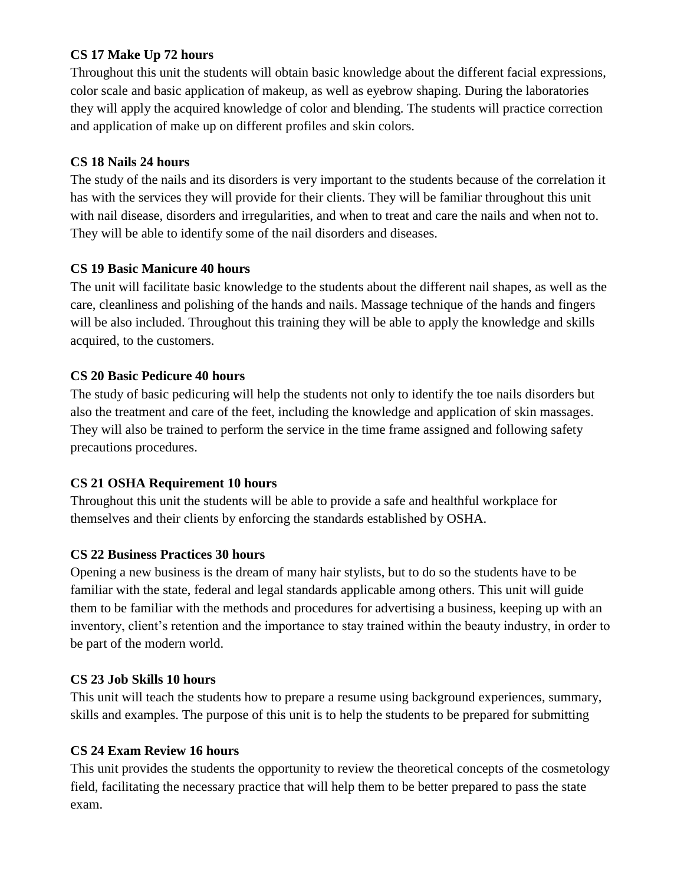**CS 17 Make Up 72 hours**

Throughout this unit the students will obtain basic knowledge about the different facial expressions, color scale and basic application of makeup, as well as eyebrow shaping. During the laboratories they will apply the acquired knowledge of color and blending. The students will practice correction and application of make up on different profiles and skin colors.

**CS 18 Nails 24 hours**

The study of the nails and its disorders is very important to the students because of the correlation it has with the services they will provide for their clients. They will be familiar throughout this unit with nail disease, disorders and irregularities, and when to treat and care the nails and when not to. They will be able to identify some of the nail disorders and diseases.

**CS 19 Basic Manicure 40 hours**

The unit will facilitate basic knowledge to the students about the different nail shapes, as well as the care, cleanliness and polishing of the hands and nails. Massage technique of the hands and fingers will be also included. Throughout this training they will be able to apply the knowledge and skills acquired, to the customers.

**CS 20 Basic Pedicure 40 hours**

The study of basic pedicuring will help the students not only to identify the toe nails disorders but also the treatment and care of the feet, including the knowledge and application of skin massages. They will also be trained to perform the service in the time frame assigned and following safety precautions procedures.

**CS 21 OSHA Requirement 10 hours**

Throughout this unit the students will be able to provide a safe and healthful workplace for themselves and their clients by enforcing the standards established by OSHA.

**CS 22 Business Practices 30 hours**

Opening a new business is the dream of many hair stylists, but to do so the students have to be familiar with the state, federal and legal standards applicable among others. This unit will guide them to be familiar with the methods and procedures for advertising a business, keeping up with an inventory, client's retention and the importance to stay trained within the beauty industry, in order to be part of the modern world.

**CS 23 Job Skills 10 hours**

This unit will teach the students how to prepare a resume using background experiences, summary, skills and examples. The purpose of this unit is to help the students to be prepared for submitting

**CS 24 Exam Review 16 hours**

This unit provides the students the opportunity to review the theoretical concepts of the cosmetology field, facilitating the necessary practice that will help them to be better prepared to pass the state exam.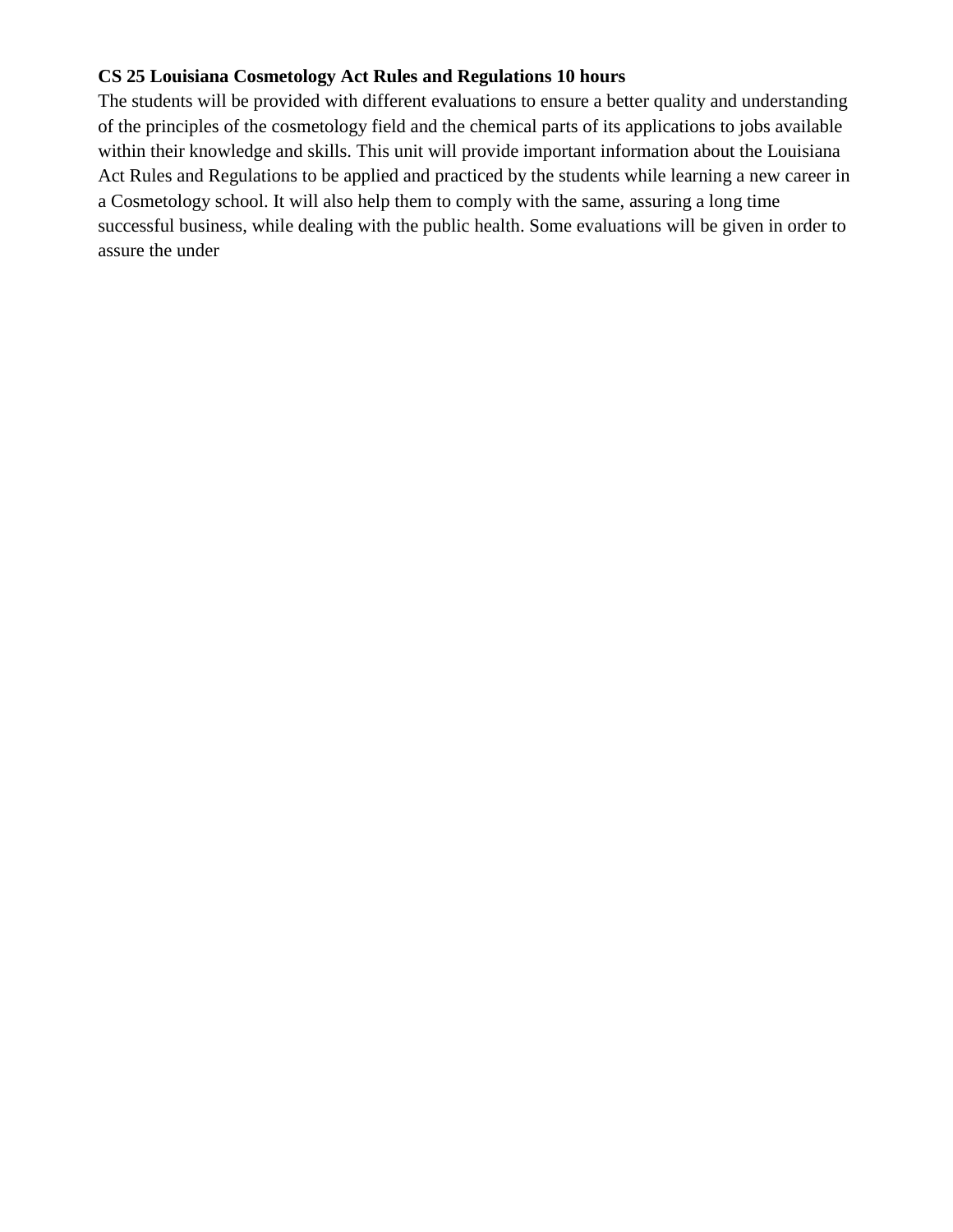**CS 25 Louisiana Cosmetology Act Rules and Regulations 10 hours**

The students will be provided with different evaluations to ensure a better quality and understanding of the principles of the cosmetology field and the chemical parts of its applications to jobs available within their knowledge and skills. This unit will provide important information about the Louisiana Act Rules and Regulations to be applied and practiced by the students while learning a new career in a Cosmetology school. It will also help them to comply with the same, assuring a long time successful business, while dealing with the public health. Some evaluations will be given in order to assure the under